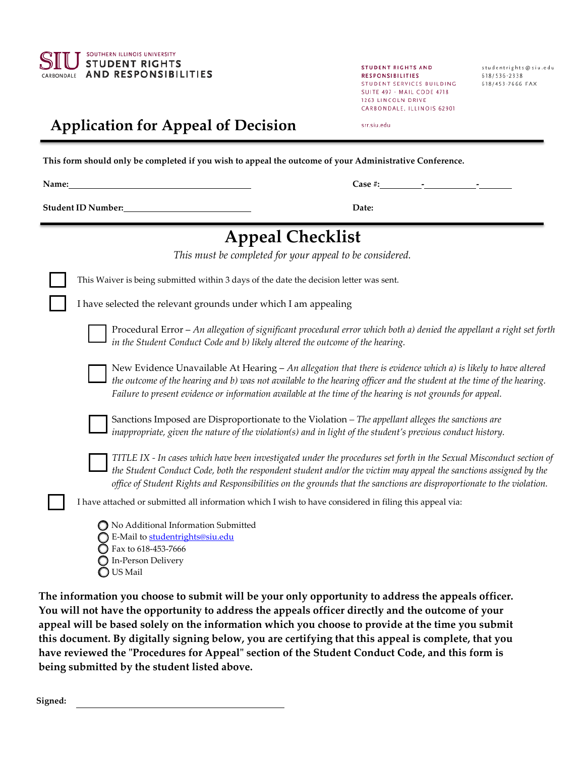SIU SOUTHERN ILLINOIS UNIVERSITY CARBONDALE
**STUDENT RIGHTS AND RESPONSIBILITIES**

STUDENT RIGHTS AND RESPONSIBILITIES
STUDENT SERVICES BUILDING
SUITE 497 - MAIL CODE 4718
1263 LINCOLN DRIVE
CARBONDALE, ILLINOIS 62901

srr.siu.edu

studentrights@siu.edu
618/536-2338
618/453-7666 FAX

# Application for Appeal of Decision

**This form should only be completed if you wish to appeal the outcome of your Administrative Conference.**

**Name:** ______________________________ **Case #:** ________-__________-_______

**Student ID Number:** ______________________ **Date:**

## Appeal Checklist

*This must be completed for your appeal to be considered.*

- [ ] This Waiver is being submitted within 3 days of the date the decision letter was sent.
- [ ] I have selected the relevant grounds under which I am appealing
  - [ ] Procedural Error – *An allegation of significant procedural error which both a) denied the appellant a right set forth in the Student Conduct Code and b) likely altered the outcome of the hearing.*
  - [ ] New Evidence Unavailable At Hearing – *An allegation that there is evidence which a) is likely to have altered the outcome of the hearing and b) was not available to the hearing officer and the student at the time of the hearing. Failure to present evidence or information available at the time of the hearing is not grounds for appeal.*
  - [ ] Sanctions Imposed are Disproportionate to the Violation – *The appellant alleges the sanctions are inappropriate, given the nature of the violation(s) and in light of the student's previous conduct history.*
  - [ ] *TITLE IX - In cases which have been investigated under the procedures set forth in the Sexual Misconduct section of the Student Conduct Code, both the respondent student and/or the victim may appeal the sanctions assigned by the office of Student Rights and Responsibilities on the grounds that the sanctions are disproportionate to the violation.*
- [ ] I have attached or submitted all information which I wish to have considered in filing this appeal via:
  - ○ No Additional Information Submitted
  - ○ E-Mail to studentrights@siu.edu
  - ○ Fax to 618-453-7666
  - ○ In-Person Delivery
  - ○ US Mail

**The information you choose to submit will be your only opportunity to address the appeals officer. You will not have the opportunity to address the appeals officer directly and the outcome of your appeal will be based solely on the information which you choose to provide at the time you submit this document. By digitally signing below, you are certifying that this appeal is complete, that you have reviewed the "Procedures for Appeal" section of the Student Conduct Code, and this form is being submitted by the student listed above.**

**Signed:** ______________________________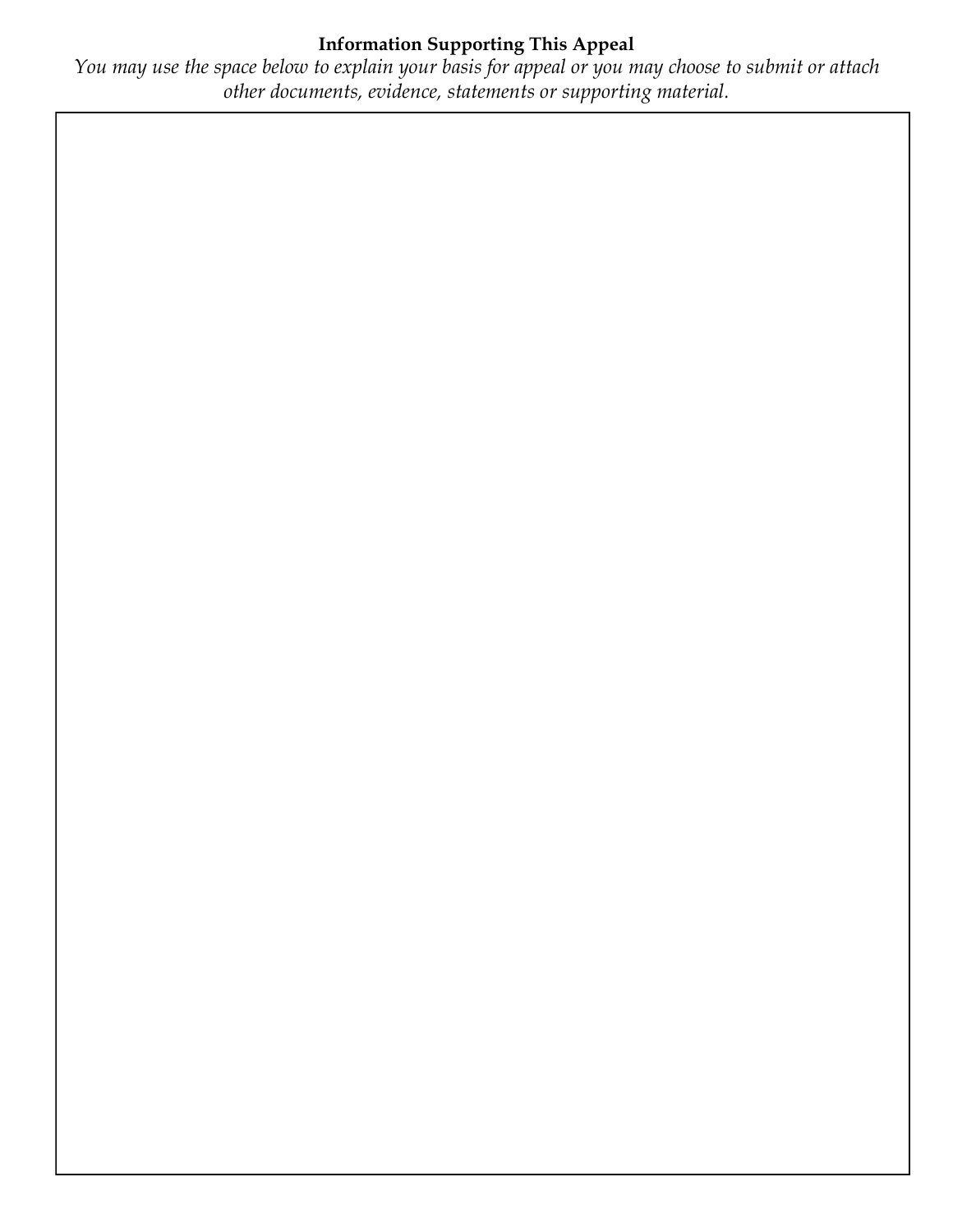**Information Supporting This Appeal**

*You may use the space below to explain your basis for appeal or you may choose to submit or attach other documents, evidence, statements or supporting material.*